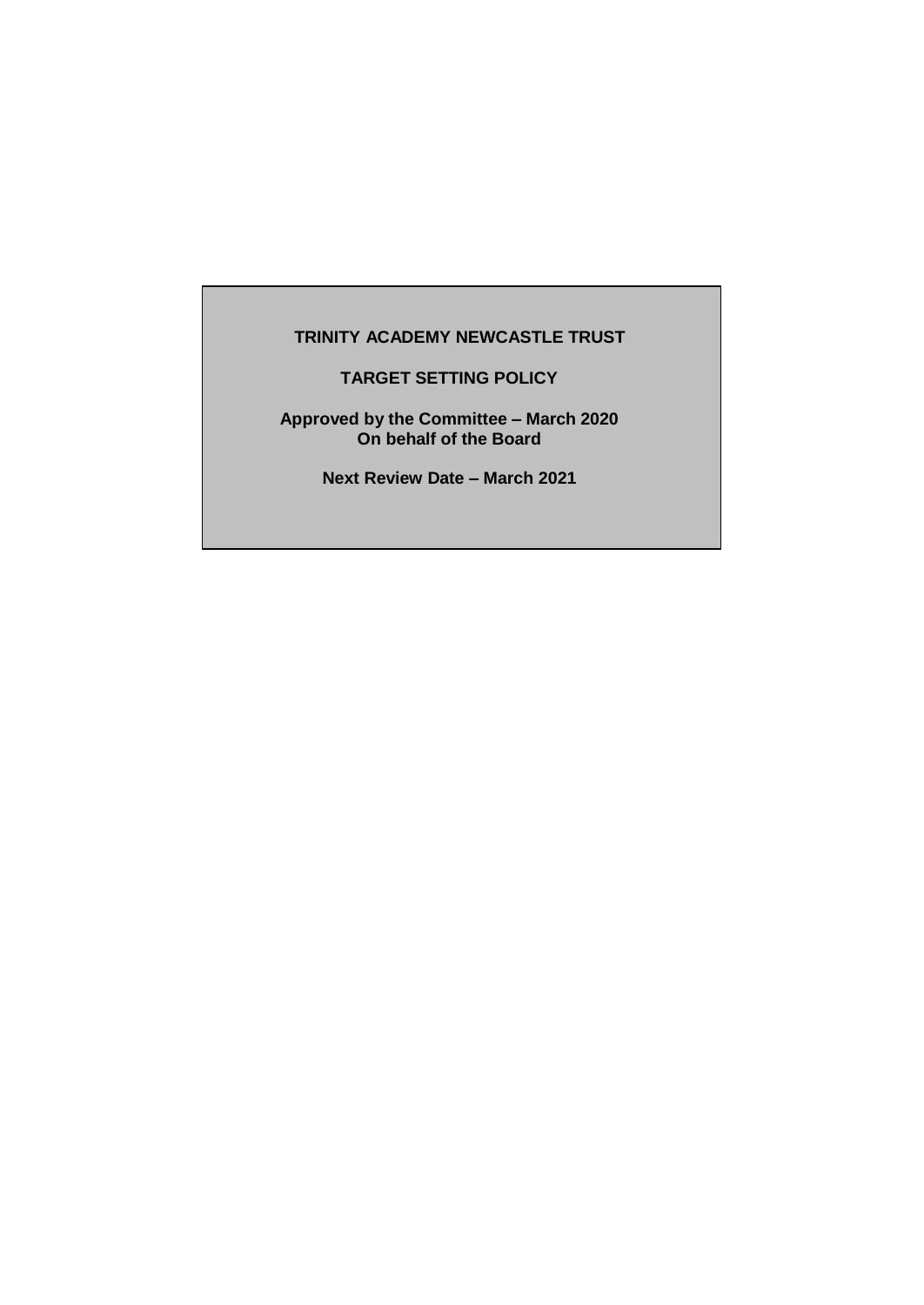# TRINITY ACADEMY NEWCASTLE TRUST

## TARGET SETTING POLICY

**Approved by the Committee – March 2020**
**On behalf of the Board**

**Next Review Date – March 2021**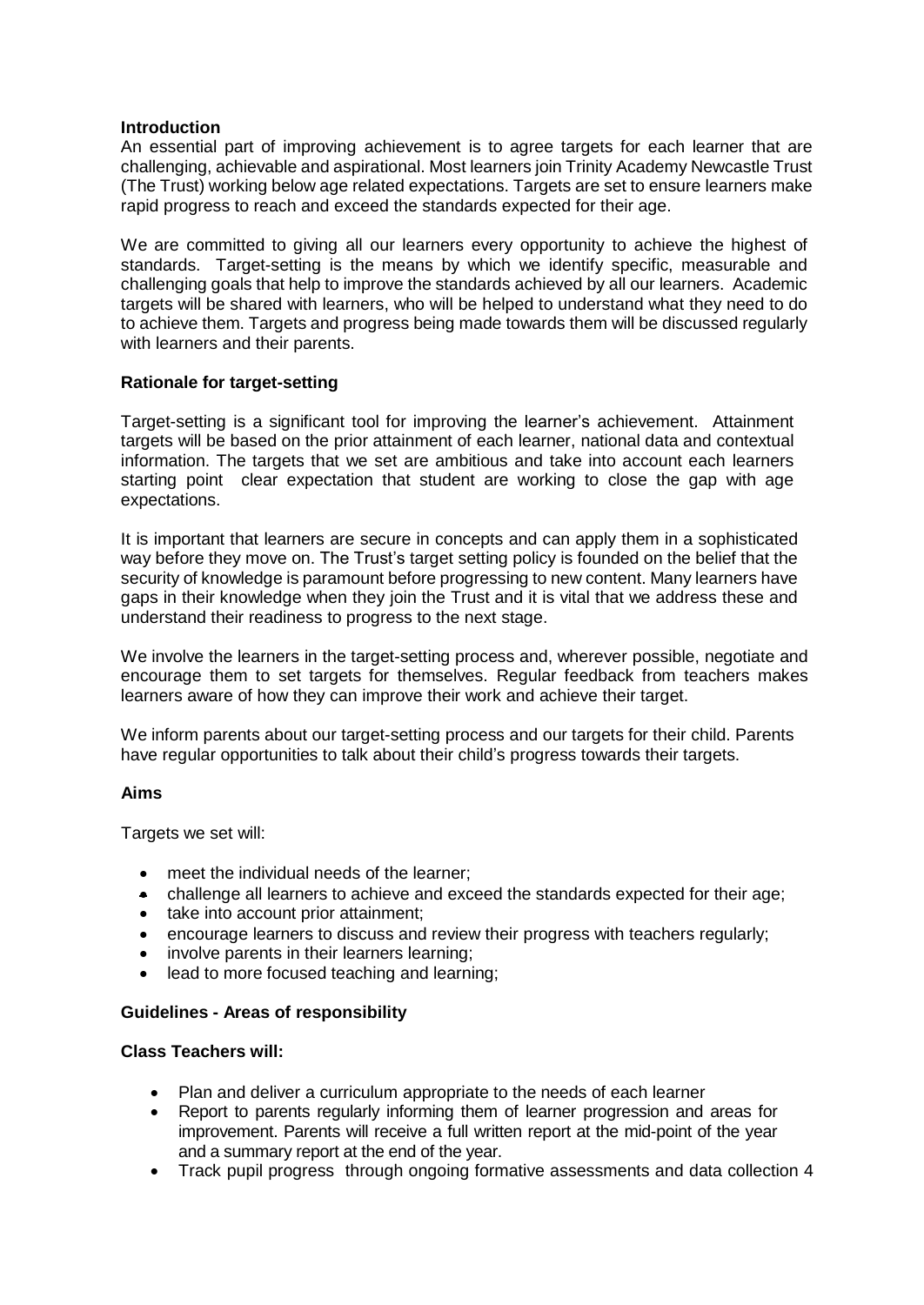**Introduction**

An essential part of improving achievement is to agree targets for each learner that are challenging, achievable and aspirational. Most learners join Trinity Academy Newcastle Trust (The Trust) working below age related expectations. Targets are set to ensure learners make rapid progress to reach and exceed the standards expected for their age.

We are committed to giving all our learners every opportunity to achieve the highest of standards. Target-setting is the means by which we identify specific, measurable and challenging goals that help to improve the standards achieved by all our learners. Academic targets will be shared with learners, who will be helped to understand what they need to do to achieve them. Targets and progress being made towards them will be discussed regularly with learners and their parents.

**Rationale for target-setting**

Target-setting is a significant tool for improving the learner's achievement. Attainment targets will be based on the prior attainment of each learner, national data and contextual information. The targets that we set are ambitious and take into account each learners starting point clear expectation that student are working to close the gap with age expectations.

It is important that learners are secure in concepts and can apply them in a sophisticated way before they move on. The Trust's target setting policy is founded on the belief that the security of knowledge is paramount before progressing to new content. Many learners have gaps in their knowledge when they join the Trust and it is vital that we address these and understand their readiness to progress to the next stage.

We involve the learners in the target-setting process and, wherever possible, negotiate and encourage them to set targets for themselves. Regular feedback from teachers makes learners aware of how they can improve their work and achieve their target.

We inform parents about our target-setting process and our targets for their child. Parents have regular opportunities to talk about their child's progress towards their targets.

**Aims**

Targets we set will:

- meet the individual needs of the learner;
- challenge all learners to achieve and exceed the standards expected for their age;
- take into account prior attainment;
- encourage learners to discuss and review their progress with teachers regularly;
- involve parents in their learners learning;
- lead to more focused teaching and learning;

**Guidelines - Areas of responsibility**

**Class Teachers will:**

- Plan and deliver a curriculum appropriate to the needs of each learner
- Report to parents regularly informing them of learner progression and areas for improvement. Parents will receive a full written report at the mid-point of the year and a summary report at the end of the year.
- Track pupil progress through ongoing formative assessments and data collection 4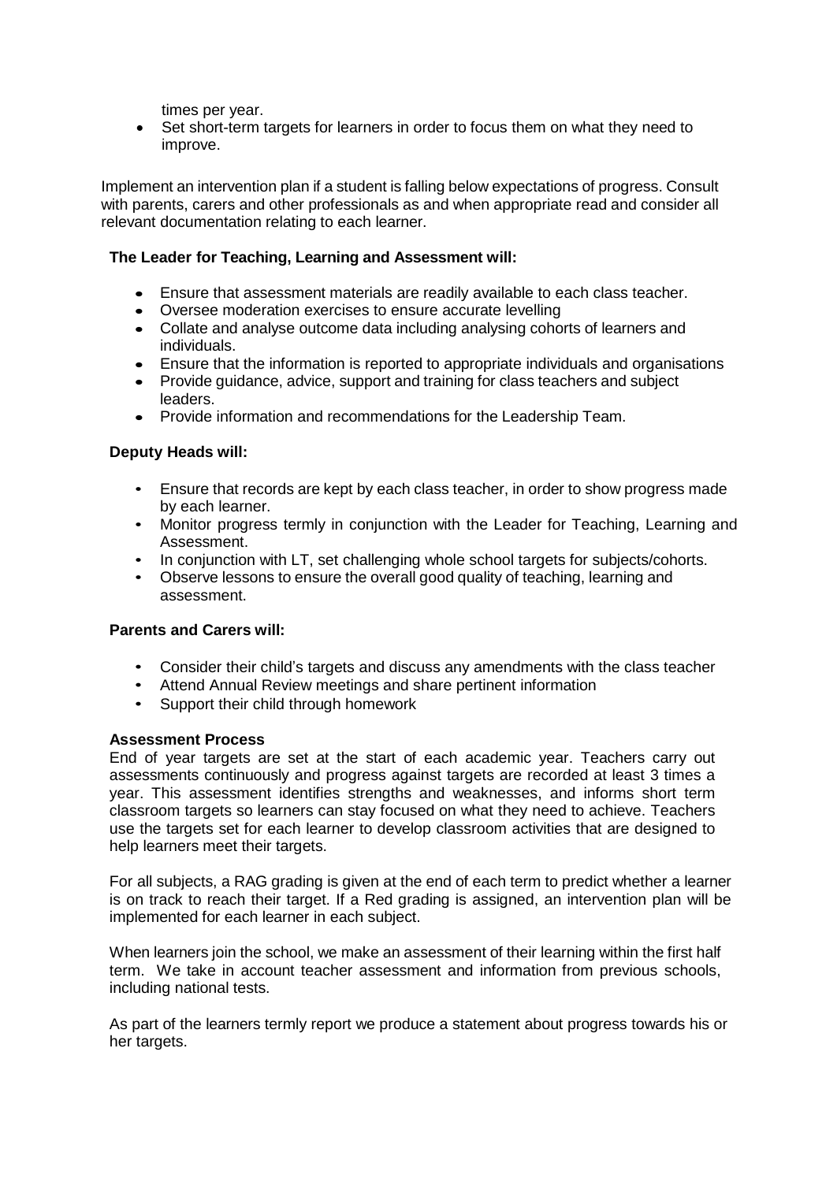times per year.

- Set short-term targets for learners in order to focus them on what they need to improve.

Implement an intervention plan if a student is falling below expectations of progress. Consult with parents, carers and other professionals as and when appropriate read and consider all relevant documentation relating to each learner.

**The Leader for Teaching, Learning and Assessment will:**

- Ensure that assessment materials are readily available to each class teacher.
- Oversee moderation exercises to ensure accurate levelling
- Collate and analyse outcome data including analysing cohorts of learners and individuals.
- Ensure that the information is reported to appropriate individuals and organisations
- Provide guidance, advice, support and training for class teachers and subject leaders.
- Provide information and recommendations for the Leadership Team.

**Deputy Heads will:**

- Ensure that records are kept by each class teacher, in order to show progress made by each learner.
- Monitor progress termly in conjunction with the Leader for Teaching, Learning and Assessment.
- In conjunction with LT, set challenging whole school targets for subjects/cohorts.
- Observe lessons to ensure the overall good quality of teaching, learning and assessment.

**Parents and Carers will:**

- Consider their child's targets and discuss any amendments with the class teacher
- Attend Annual Review meetings and share pertinent information
- Support their child through homework

**Assessment Process**

End of year targets are set at the start of each academic year. Teachers carry out assessments continuously and progress against targets are recorded at least 3 times a year. This assessment identifies strengths and weaknesses, and informs short term classroom targets so learners can stay focused on what they need to achieve. Teachers use the targets set for each learner to develop classroom activities that are designed to help learners meet their targets.

For all subjects, a RAG grading is given at the end of each term to predict whether a learner is on track to reach their target. If a Red grading is assigned, an intervention plan will be implemented for each learner in each subject.

When learners join the school, we make an assessment of their learning within the first half term. We take in account teacher assessment and information from previous schools, including national tests.

As part of the learners termly report we produce a statement about progress towards his or her targets.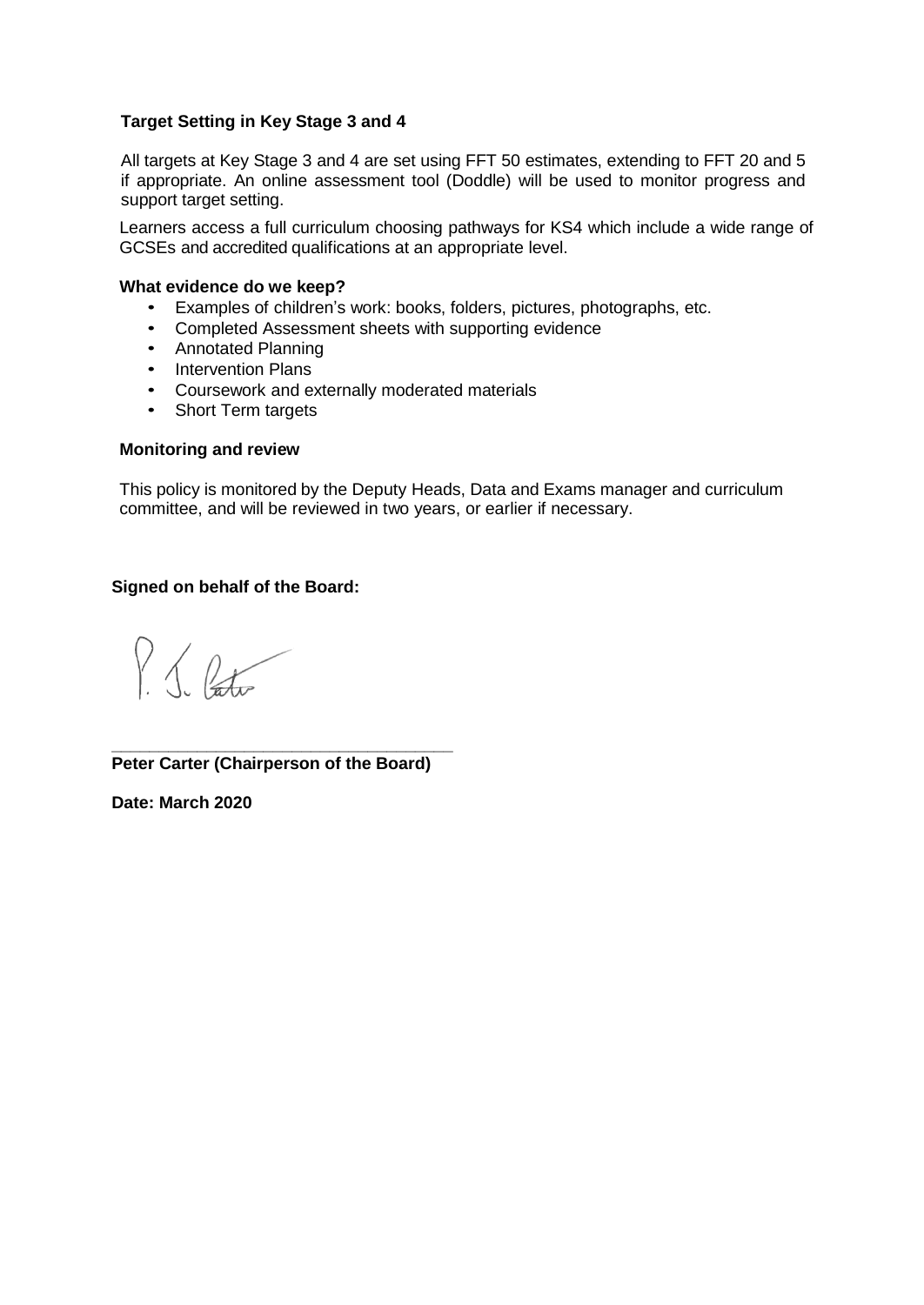### Target Setting in Key Stage 3 and 4

All targets at Key Stage 3 and 4 are set using FFT 50 estimates, extending to FFT 20 and 5 if appropriate. An online assessment tool (Doddle) will be used to monitor progress and support target setting.

Learners access a full curriculum choosing pathways for KS4 which include a wide range of GCSEs and accredited qualifications at an appropriate level.

### What evidence do we keep?

- Examples of children's work: books, folders, pictures, photographs, etc.
- Completed Assessment sheets with supporting evidence
- Annotated Planning
- Intervention Plans
- Coursework and externally moderated materials
- Short Term targets

### Monitoring and review

This policy is monitored by the Deputy Heads, Data and Exams manager and curriculum committee, and will be reviewed in two years, or earlier if necessary.

**Signed on behalf of the Board:**

P. J. Carter

\_\_\_\_\_\_\_\_\_\_\_\_\_\_\_\_\_\_\_\_\_\_\_\_\_\_\_\_\_\_\_\_\_\_\_\_

**Peter Carter (Chairperson of the Board)**

**Date: March 2020**